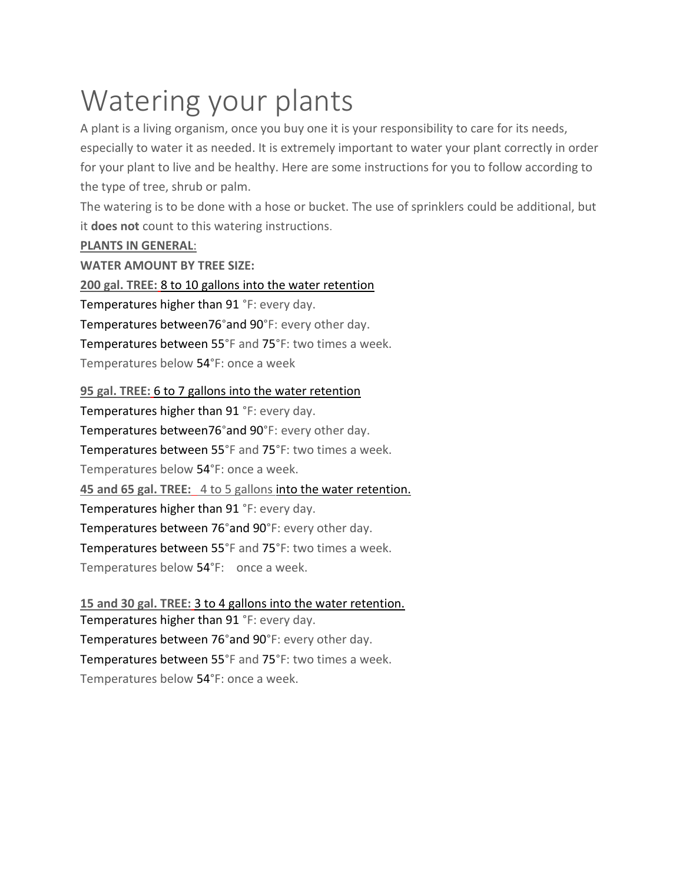# Watering your plants

A plant is a living organism, once you buy one it is your responsibility to care for its needs, especially to water it as needed. It is extremely important to water your plant correctly in order for your plant to live and be healthy. Here are some instructions for you to follow according to the type of tree, shrub or palm.

The watering is to be done with a hose or bucket. The use of sprinklers could be additional, but it **does not** count to this watering instructions.

**PLANTS IN GENERAL**:

**WATER AMOUNT BY TREE SIZE:**

**200 gal. TREE:** 8 to 10 gallons into the water retention

Temperatures higher than 91 °F: every day.

Temperatures between76°and 90°F: every other day.

Temperatures between 55°F and 75°F: two times a week.

Temperatures below 54°F: once a week

**95 gal. TREE:** 6 to 7 gallons into the water retention

Temperatures higher than 91 °F: every day.

Temperatures between76°and 90°F: every other day.

Temperatures between 55°F and 75°F: two times a week.

Temperatures below 54°F: once a week.

**45 and 65 gal. TREE:** 4 to 5 gallons into the water retention.

Temperatures higher than 91 °F: every day.

Temperatures between 76°and 90°F: every other day.

Temperatures between 55°F and 75°F: two times a week.

Temperatures below 54°F: once a week.

**15 and 30 gal. TREE:** 3 to 4 gallons into the water retention.

Temperatures higher than 91 °F: every day.

Temperatures between 76°and 90°F: every other day.

Temperatures between 55°F and 75°F: two times a week.

Temperatures below 54°F: once a week.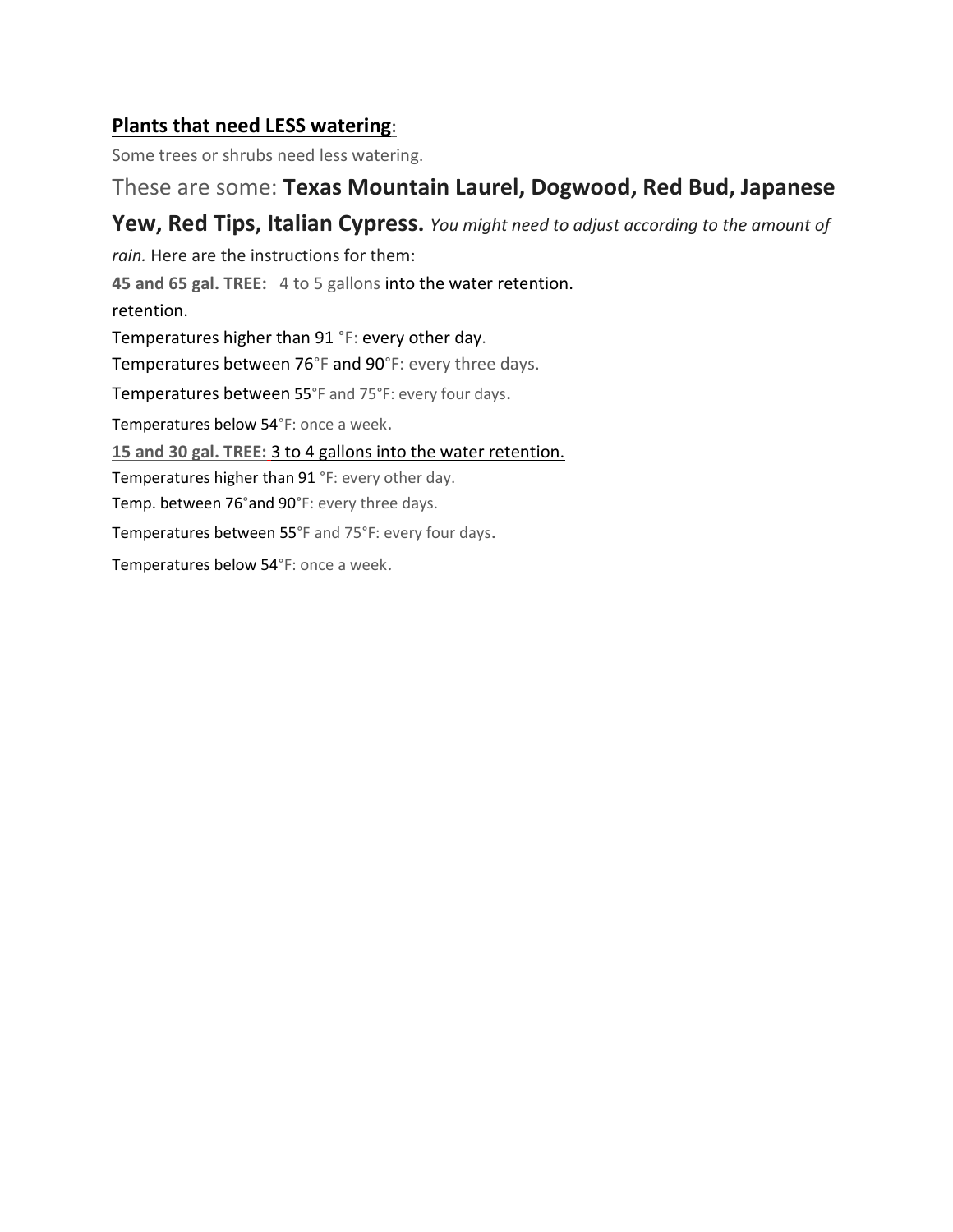**Plants that need LESS watering:**

Some trees or shrubs need less watering.

These are some: **Texas Mountain Laurel, Dogwood, Red Bud, Japanese Yew, Red Tips, Italian Cypress.** *You might need to adjust according to the amount of rain.* Here are the instructions for them:

**45 and 65 gal. TREE:** 4 to 5 gallons into the water retention.

retention.

Temperatures higher than 91 °F: every other day.

Temperatures between 76°F and 90°F: every three days.

Temperatures between 55°F and 75°F: every four days.

Temperatures below 54°F: once a week.

**15 and 30 gal. TREE:** 3 to 4 gallons into the water retention.

Temperatures higher than 91 °F: every other day.

Temp. between 76°and 90°F: every three days.

Temperatures between 55°F and 75°F: every four days.

Temperatures below 54°F: once a week.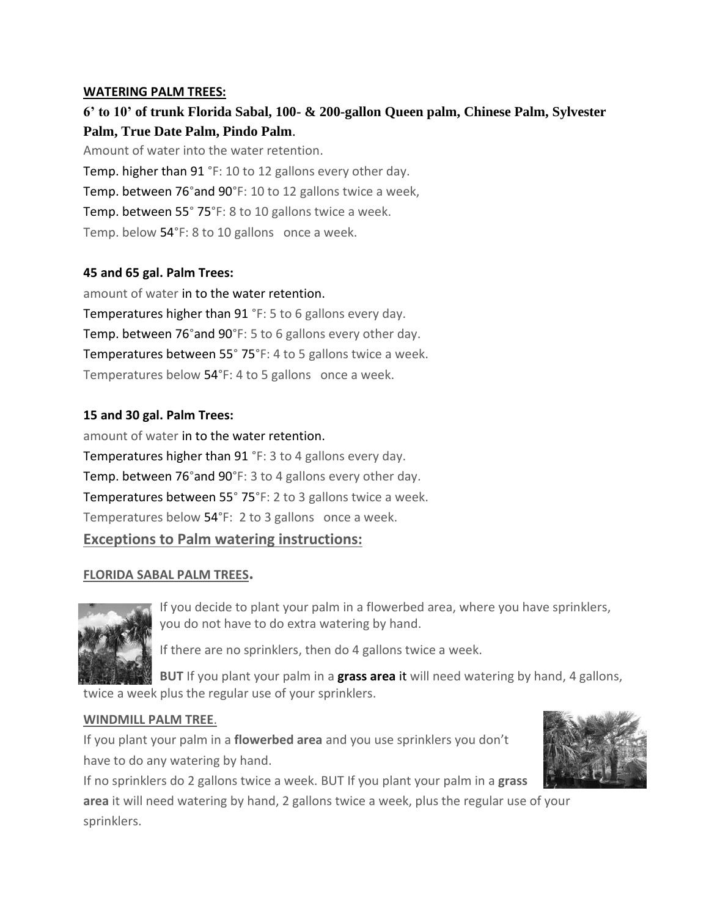**WATERING PALM TREES:**

**6' to 10' of trunk Florida Sabal, 100- & 200-gallon Queen palm, Chinese Palm, Sylvester Palm, True Date Palm, Pindo Palm**.

Amount of water into the water retention.

Temp. higher than 91 °F: 10 to 12 gallons every other day.

Temp. between 76°and 90°F: 10 to 12 gallons twice a week,

Temp. between 55° 75°F: 8 to 10 gallons twice a week.

Temp. below 54°F: 8 to 10 gallons once a week.

**45 and 65 gal. Palm Trees:**

amount of water in to the water retention.

Temperatures higher than 91 °F: 5 to 6 gallons every day.

Temp. between 76°and 90°F: 5 to 6 gallons every other day.

Temperatures between 55° 75°F: 4 to 5 gallons twice a week.

Temperatures below 54°F: 4 to 5 gallons once a week.

**15 and 30 gal. Palm Trees:**

amount of water in to the water retention.

Temperatures higher than 91 °F: 3 to 4 gallons every day.

Temp. between 76°and 90°F: 3 to 4 gallons every other day.

Temperatures between 55° 75°F: 2 to 3 gallons twice a week.

Temperatures below 54°F: 2 to 3 gallons once a week.

## Exceptions to Palm watering instructions:

**FLORIDA SABAL PALM TREES.**

If you decide to plant your palm in a flowerbed area, where you have sprinklers, you do not have to do extra watering by hand.

If there are no sprinklers, then do 4 gallons twice a week.

**BUT** If you plant your palm in a **grass area** it will need watering by hand, 4 gallons, twice a week plus the regular use of your sprinklers.

**WINDMILL PALM TREE.**

If you plant your palm in a **flowerbed area** and you use sprinklers you don't have to do any watering by hand.

If no sprinklers do 2 gallons twice a week. BUT If you plant your palm in a **grass area** it will need watering by hand, 2 gallons twice a week, plus the regular use of your sprinklers.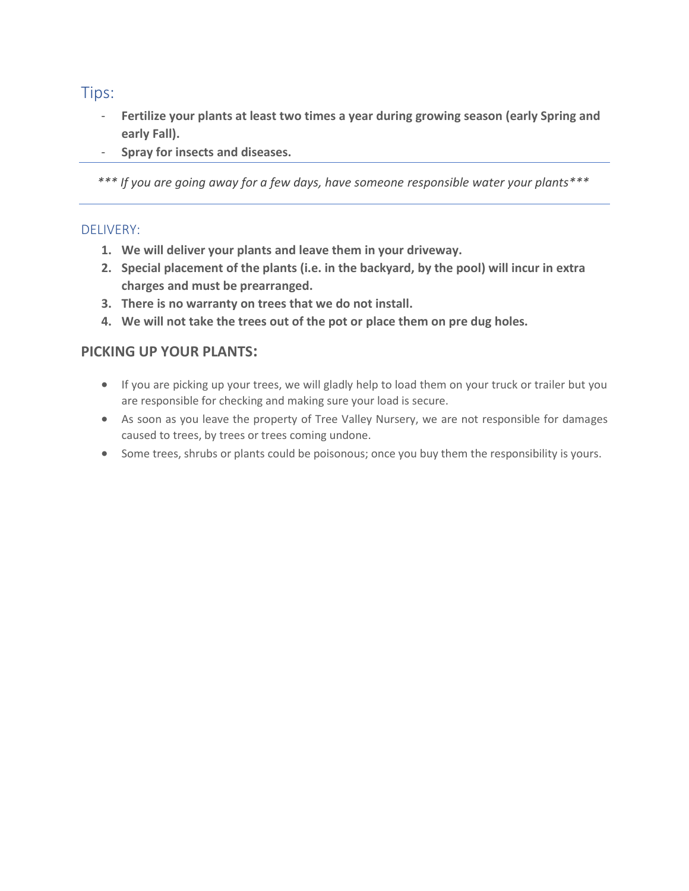## Tips:

- **Fertilize your plants at least two times a year during growing season (early Spring and early Fall).**
- **Spray for insects and diseases.**

---

*\*\*\* If you are going away for a few days, have someone responsible water your plants\*\*\**

---

### DELIVERY:

1. **We will deliver your plants and leave them in your driveway.**
2. **Special placement of the plants (i.e. in the backyard, by the pool) will incur in extra charges and must be prearranged.**
3. **There is no warranty on trees that we do not install.**
4. **We will not take the trees out of the pot or place them on pre dug holes.**

## PICKING UP YOUR PLANTS:

- If you are picking up your trees, we will gladly help to load them on your truck or trailer but you are responsible for checking and making sure your load is secure.
- As soon as you leave the property of Tree Valley Nursery, we are not responsible for damages caused to trees, by trees or trees coming undone.
- Some trees, shrubs or plants could be poisonous; once you buy them the responsibility is yours.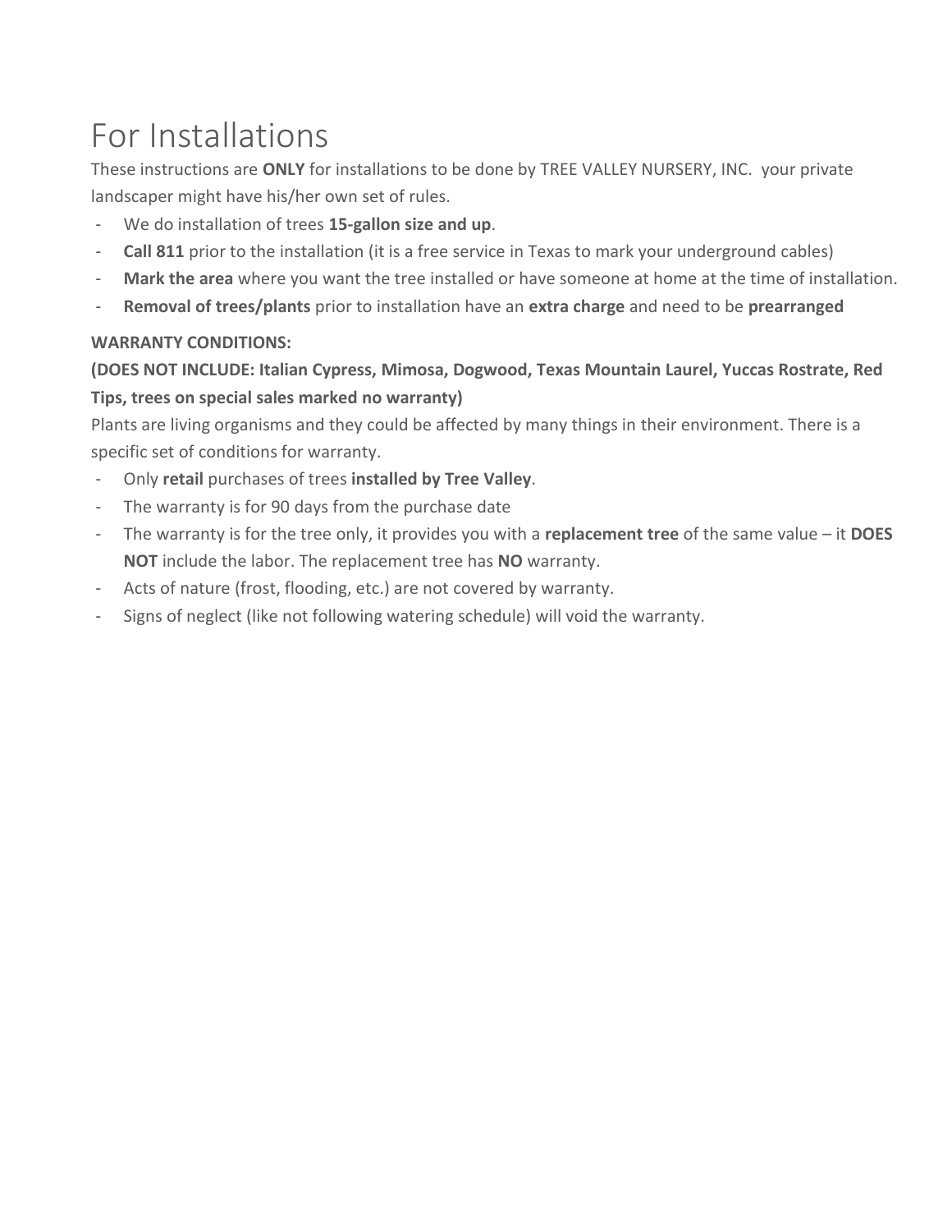# For Installations

These instructions are **ONLY** for installations to be done by TREE VALLEY NURSERY, INC. your private landscaper might have his/her own set of rules.

- We do installation of trees **15-gallon size and up**.
- **Call 811** prior to the installation (it is a free service in Texas to mark your underground cables)
- **Mark the area** where you want the tree installed or have someone at home at the time of installation.
- **Removal of trees/plants** prior to installation have an **extra charge** and need to be **prearranged**

**WARRANTY CONDITIONS:**

**(DOES NOT INCLUDE: Italian Cypress, Mimosa, Dogwood, Texas Mountain Laurel, Yuccas Rostrate, Red Tips, trees on special sales marked no warranty)**

Plants are living organisms and they could be affected by many things in their environment. There is a specific set of conditions for warranty.

- Only **retail** purchases of trees **installed by Tree Valley**.
- The warranty is for 90 days from the purchase date
- The warranty is for the tree only, it provides you with a **replacement tree** of the same value – it **DOES NOT** include the labor. The replacement tree has **NO** warranty.
- Acts of nature (frost, flooding, etc.) are not covered by warranty.
- Signs of neglect (like not following watering schedule) will void the warranty.